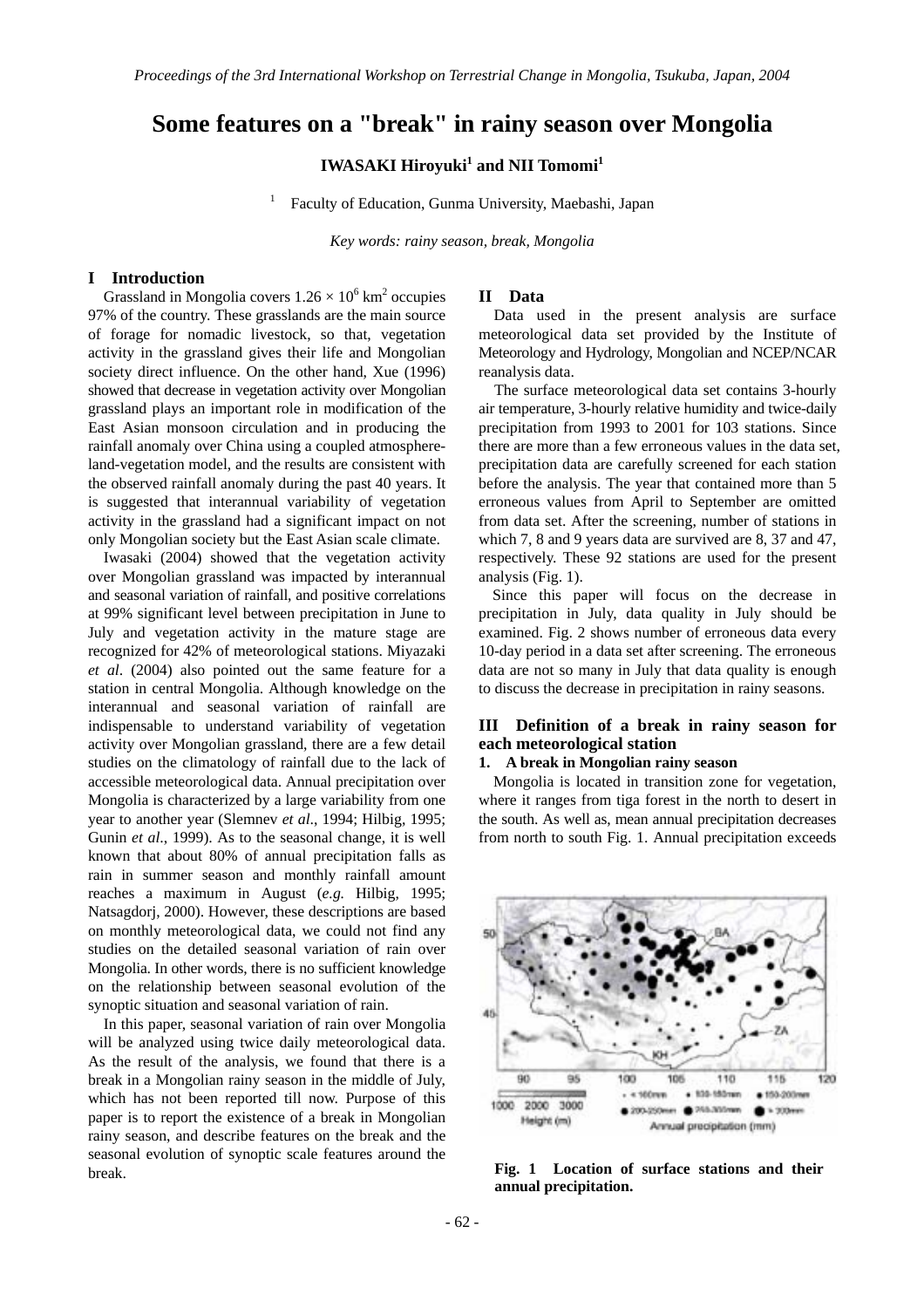# Some features on a "break" in rainy season over Mongolia

**IWASAKI Hiroyuki[1] and NII Tomomi[1]**

[1] Faculty of Education, Gunma University, Maebashi, Japan

*Key words: rainy season, break, Mongolia*

## I Introduction

Grassland in Mongolia covers $1.26 \times 10^6$ km$^2$ occupies 97% of the country. These grasslands are the main source of forage for nomadic livestock, so that, vegetation activity in the grassland gives their life and Mongolian society direct influence. On the other hand, Xue (1996) showed that decrease in vegetation activity over Mongolian grassland plays an important role in modification of the East Asian monsoon circulation and in producing the rainfall anomaly over China using a coupled atmosphere-land-vegetation model, and the results are consistent with the observed rainfall anomaly during the past 40 years. It is suggested that interannual variability of vegetation activity in the grassland had a significant impact on not only Mongolian society but the East Asian scale climate.

Iwasaki (2004) showed that the vegetation activity over Mongolian grassland was impacted by interannual and seasonal variation of rainfall, and positive correlations at 99% significant level between precipitation in June to July and vegetation activity in the mature stage are recognized for 42% of meteorological stations. Miyazaki *et al*. (2004) also pointed out the same feature for a station in central Mongolia. Although knowledge on the interannual and seasonal variation of rainfall are indispensable to understand variability of vegetation activity over Mongolian grassland, there are a few detail studies on the climatology of rainfall due to the lack of accessible meteorological data. Annual precipitation over Mongolia is characterized by a large variability from one year to another year (Slemnev *et al*., 1994; Hilbig, 1995; Gunin *et al*., 1999). As to the seasonal change, it is well known that about 80% of annual precipitation falls as rain in summer season and monthly rainfall amount reaches a maximum in August (*e.g.* Hilbig, 1995; Natsagdorj, 2000). However, these descriptions are based on monthly meteorological data, we could not find any studies on the detailed seasonal variation of rain over Mongolia. In other words, there is no sufficient knowledge on the relationship between seasonal evolution of the synoptic situation and seasonal variation of rain.

In this paper, seasonal variation of rain over Mongolia will be analyzed using twice daily meteorological data. As the result of the analysis, we found that there is a break in a Mongolian rainy season in the middle of July, which has not been reported till now. Purpose of this paper is to report the existence of a break in Mongolian rainy season, and describe features on the break and the seasonal evolution of synoptic scale features around the break.

## II Data

Data used in the present analysis are surface meteorological data set provided by the Institute of Meteorology and Hydrology, Mongolian and NCEP/NCAR reanalysis data.

The surface meteorological data set contains 3-hourly air temperature, 3-hourly relative humidity and twice-daily precipitation from 1993 to 2001 for 103 stations. Since there are more than a few erroneous values in the data set, precipitation data are carefully screened for each station before the analysis. The year that contained more than 5 erroneous values from April to September are omitted from data set. After the screening, number of stations in which 7, 8 and 9 years data are survived are 8, 37 and 47, respectively. These 92 stations are used for the present analysis (Fig. 1).

Since this paper will focus on the decrease in precipitation in July, data quality in July should be examined. Fig. 2 shows number of erroneous data every 10-day period in a data set after screening. The erroneous data are not so many in July that data quality is enough to discuss the decrease in precipitation in rainy seasons.

## III Definition of a break in rainy season for each meteorological station

### 1. A break in Mongolian rainy season

Mongolia is located in transition zone for vegetation, where it ranges from tiga forest in the north to desert in the south. As well as, mean annual precipitation decreases from north to south Fig. 1. Annual precipitation exceeds

**Fig. 1 Location of surface stations and their annual precipitation.**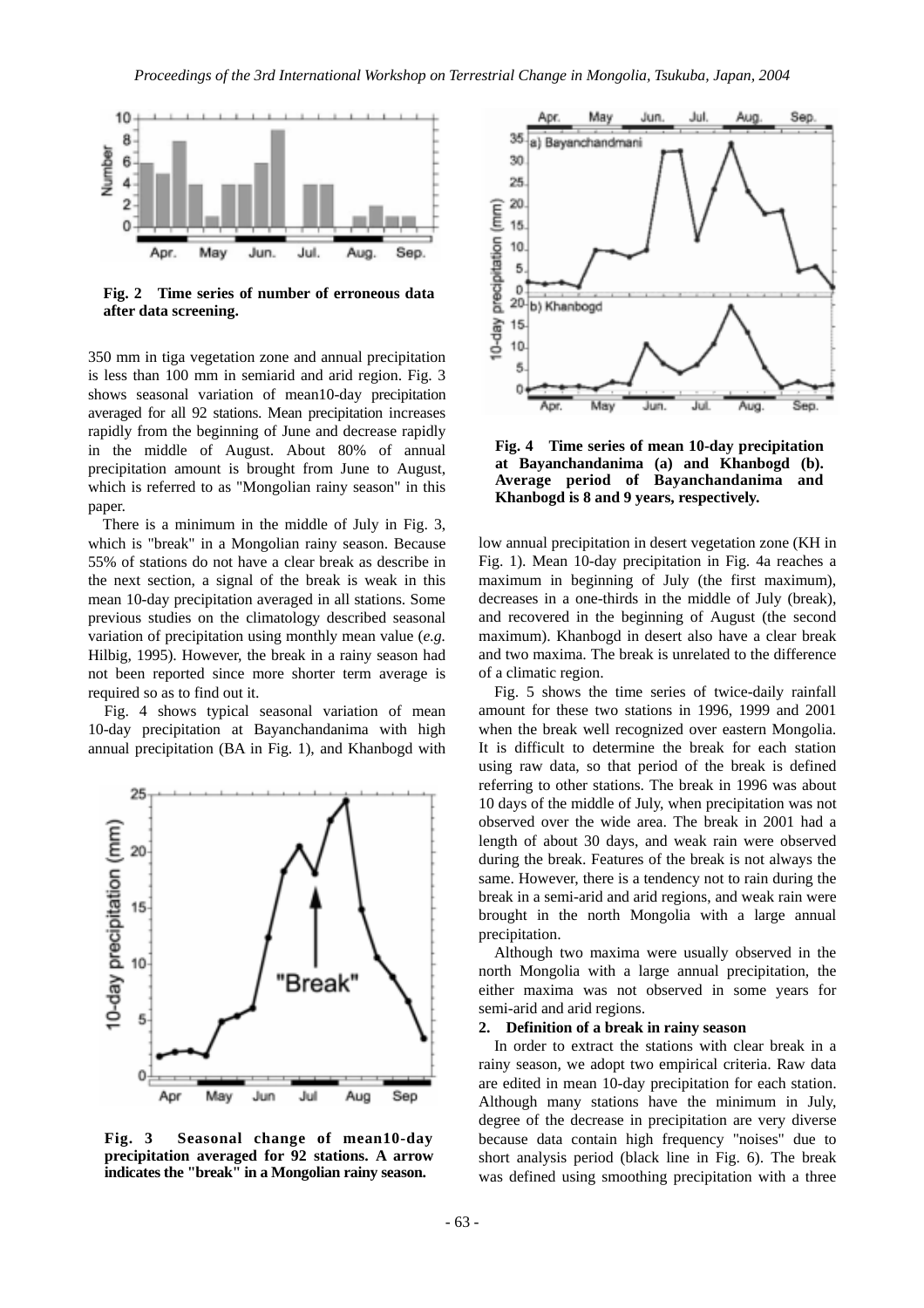**Fig. 2 Time series of number of erroneous data after data screening.**

350 mm in tiga vegetation zone and annual precipitation is less than 100 mm in semiarid and arid region. Fig. 3 shows seasonal variation of mean10-day precipitation averaged for all 92 stations. Mean precipitation increases rapidly from the beginning of June and decrease rapidly in the middle of August. About 80% of annual precipitation amount is brought from June to August, which is referred to as "Mongolian rainy season" in this paper.

There is a minimum in the middle of July in Fig. 3, which is "break" in a Mongolian rainy season. Because 55% of stations do not have a clear break as describe in the next section, a signal of the break is weak in this mean 10-day precipitation averaged in all stations. Some previous studies on the climatology described seasonal variation of precipitation using monthly mean value (*e.g.* Hilbig, 1995). However, the break in a rainy season had not been reported since more shorter term average is required so as to find out it.

Fig. 4 shows typical seasonal variation of mean 10-day precipitation at Bayanchandanima with high annual precipitation (BA in Fig. 1), and Khanbogd with

**Fig. 3 Seasonal change of mean10-day precipitation averaged for 92 stations. A arrow indicates the "break" in a Mongolian rainy season.**

**Fig. 4 Time series of mean 10-day precipitation at Bayanchandanima (a) and Khanbogd (b). Average period of Bayanchandanima and Khanbogd is 8 and 9 years, respectively.**

low annual precipitation in desert vegetation zone (KH in Fig. 1). Mean 10-day precipitation in Fig. 4a reaches a maximum in beginning of July (the first maximum), decreases in a one-thirds in the middle of July (break), and recovered in the beginning of August (the second maximum). Khanbogd in desert also have a clear break and two maxima. The break is unrelated to the difference of a climatic region.

Fig. 5 shows the time series of twice-daily rainfall amount for these two stations in 1996, 1999 and 2001 when the break well recognized over eastern Mongolia. It is difficult to determine the break for each station using raw data, so that period of the break is defined referring to other stations. The break in 1996 was about 10 days of the middle of July, when precipitation was not observed over the wide area. The break in 2001 had a length of about 30 days, and weak rain were observed during the break. Features of the break is not always the same. However, there is a tendency not to rain during the break in a semi-arid and arid regions, and weak rain were brought in the north Mongolia with a large annual precipitation.

Although two maxima were usually observed in the north Mongolia with a large annual precipitation, the either maxima was not observed in some years for semi-arid and arid regions.

## 2. Definition of a break in rainy season

In order to extract the stations with clear break in a rainy season, we adopt two empirical criteria. Raw data are edited in mean 10-day precipitation for each station. Although many stations have the minimum in July, degree of the decrease in precipitation are very diverse because data contain high frequency "noises" due to short analysis period (black line in Fig. 6). The break was defined using smoothing precipitation with a three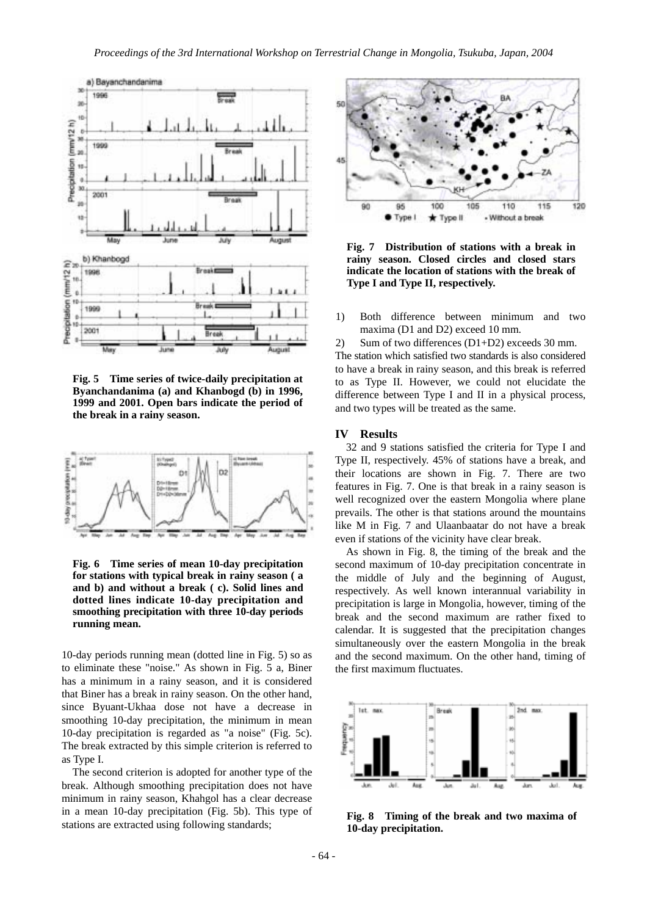Fig. 5 Time series of twice-daily precipitation at Byanchandanima (a) and Khanbogd (b) in 1996, 1999 and 2001. Open bars indicate the period of the break in a rainy season.

Fig. 6 Time series of mean 10-day precipitation for stations with typical break in rainy season ( a and b) and without a break ( c). Solid lines and dotted lines indicate 10-day precipitation and smoothing precipitation with three 10-day periods running mean.

10-day periods running mean (dotted line in Fig. 5) so as to eliminate these "noise." As shown in Fig. 5 a, Biner has a minimum in a rainy season, and it is considered that Biner has a break in rainy season. On the other hand, since Byuant-Ukhaa dose not have a decrease in smoothing 10-day precipitation, the minimum in mean 10-day precipitation is regarded as "a noise" (Fig. 5c). The break extracted by this simple criterion is referred to as Type I.

The second criterion is adopted for another type of the break. Although smoothing precipitation does not have minimum in rainy season, Khahgol has a clear decrease in a mean 10-day precipitation (Fig. 5b). This type of stations are extracted using following standards;

Fig. 7 Distribution of stations with a break in rainy season. Closed circles and closed stars indicate the location of stations with the break of Type I and Type II, respectively.

1) Both difference between minimum and two maxima (D1 and D2) exceed 10 mm.
2) Sum of two differences (D1+D2) exceeds 30 mm.

The station which satisfied two standards is also considered to have a break in rainy season, and this break is referred to as Type II. However, we could not elucidate the difference between Type I and II in a physical process, and two types will be treated as the same.

## IV Results

32 and 9 stations satisfied the criteria for Type I and Type II, respectively. 45% of stations have a break, and their locations are shown in Fig. 7. There are two features in Fig. 7. One is that break in a rainy season is well recognized over the eastern Mongolia where plane prevails. The other is that stations around the mountains like M in Fig. 7 and Ulaanbaatar do not have a break even if stations of the vicinity have clear break.

As shown in Fig. 8, the timing of the break and the second maximum of 10-day precipitation concentrate in the middle of July and the beginning of August, respectively. As well known interannual variability in precipitation is large in Mongolia, however, timing of the break and the second maximum are rather fixed to calendar. It is suggested that the precipitation changes simultaneously over the eastern Mongolia in the break and the second maximum. On the other hand, timing of the first maximum fluctuates.

Fig. 8 Timing of the break and two maxima of 10-day precipitation.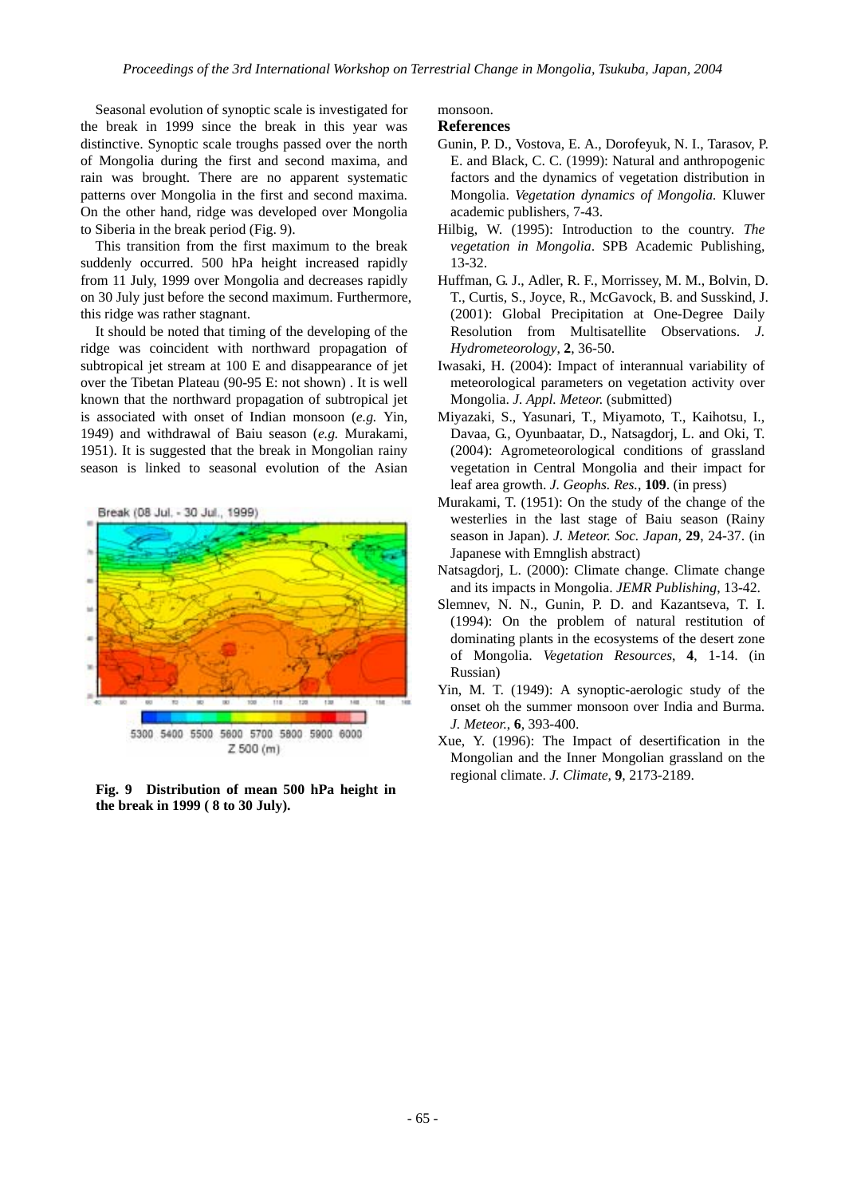Seasonal evolution of synoptic scale is investigated for the break in 1999 since the break in this year was distinctive. Synoptic scale troughs passed over the north of Mongolia during the first and second maxima, and rain was brought. There are no apparent systematic patterns over Mongolia in the first and second maxima. On the other hand, ridge was developed over Mongolia to Siberia in the break period (Fig. 9).

This transition from the first maximum to the break suddenly occurred. 500 hPa height increased rapidly from 11 July, 1999 over Mongolia and decreases rapidly on 30 July just before the second maximum. Furthermore, this ridge was rather stagnant.

It should be noted that timing of the developing of the ridge was coincident with northward propagation of subtropical jet stream at 100 E and disappearance of jet over the Tibetan Plateau (90-95 E: not shown) . It is well known that the northward propagation of subtropical jet is associated with onset of Indian monsoon (*e.g.* Yin, 1949) and withdrawal of Baiu season (*e.g.* Murakami, 1951). It is suggested that the break in Mongolian rainy season is linked to seasonal evolution of the Asian monsoon.

Break (08 Jul. - 30 Jul., 1999)

5300 5400 5500 5600 5700 5800 5900 6000

Z 500 (m)

**Fig. 9 Distribution of mean 500 hPa height in the break in 1999 ( 8 to 30 July).**

## References

Gunin, P. D., Vostova, E. A., Dorofeyuk, N. I., Tarasov, P. E. and Black, C. C. (1999): Natural and anthropogenic factors and the dynamics of vegetation distribution in Mongolia. *Vegetation dynamics of Mongolia.* Kluwer academic publishers, 7-43.

Hilbig, W. (1995): Introduction to the country. *The vegetation in Mongolia*. SPB Academic Publishing, 13-32.

Huffman, G. J., Adler, R. F., Morrissey, M. M., Bolvin, D. T., Curtis, S., Joyce, R., McGavock, B. and Susskind, J. (2001): Global Precipitation at One-Degree Daily Resolution from Multisatellite Observations. *J. Hydrometeorology*, **2**, 36-50.

Iwasaki, H. (2004): Impact of interannual variability of meteorological parameters on vegetation activity over Mongolia. *J. Appl. Meteor.* (submitted)

Miyazaki, S., Yasunari, T., Miyamoto, T., Kaihotsu, I., Davaa, G., Oyunbaatar, D., Natsagdorj, L. and Oki, T. (2004): Agrometeorological conditions of grassland vegetation in Central Mongolia and their impact for leaf area growth. *J. Geophs. Res.*, **109**. (in press)

Murakami, T. (1951): On the study of the change of the westerlies in the last stage of Baiu season (Rainy season in Japan). *J. Meteor. Soc. Japan*, **29**, 24-37. (in Japanese with Emnglish abstract)

Natsagdorj, L. (2000): Climate change. Climate change and its impacts in Mongolia. *JEMR Publishing*, 13-42.

Slemnev, N. N., Gunin, P. D. and Kazantseva, T. I. (1994): On the problem of natural restitution of dominating plants in the ecosystems of the desert zone of Mongolia. *Vegetation Resources*, **4**, 1-14. (in Russian)

Yin, M. T. (1949): A synoptic-aerologic study of the onset oh the summer monsoon over India and Burma. *J. Meteor.*, **6**, 393-400.

Xue, Y. (1996): The Impact of desertification in the Mongolian and the Inner Mongolian grassland on the regional climate. *J. Climate*, **9**, 2173-2189.